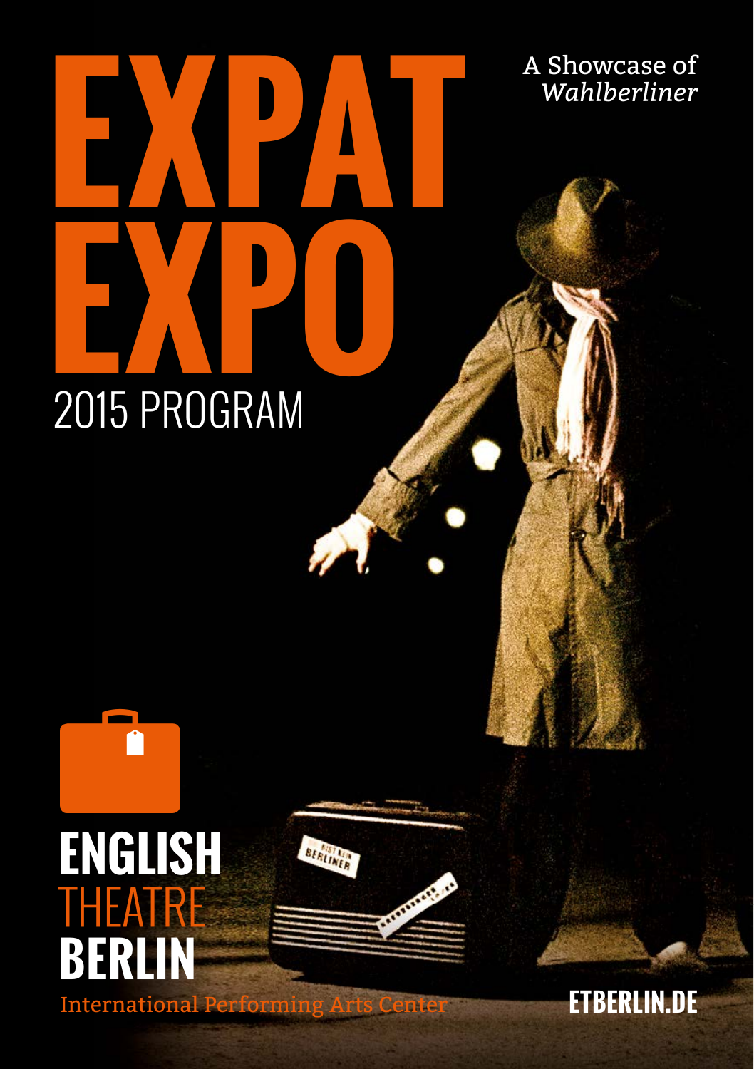# EXPAT EXPO

## 2015 PROGRAM

A Showcase of *Wahlberliner*

**ENGLISH** THEATRE **BERLIN**

International Performing Arts Center

**ETBERLIN.DE**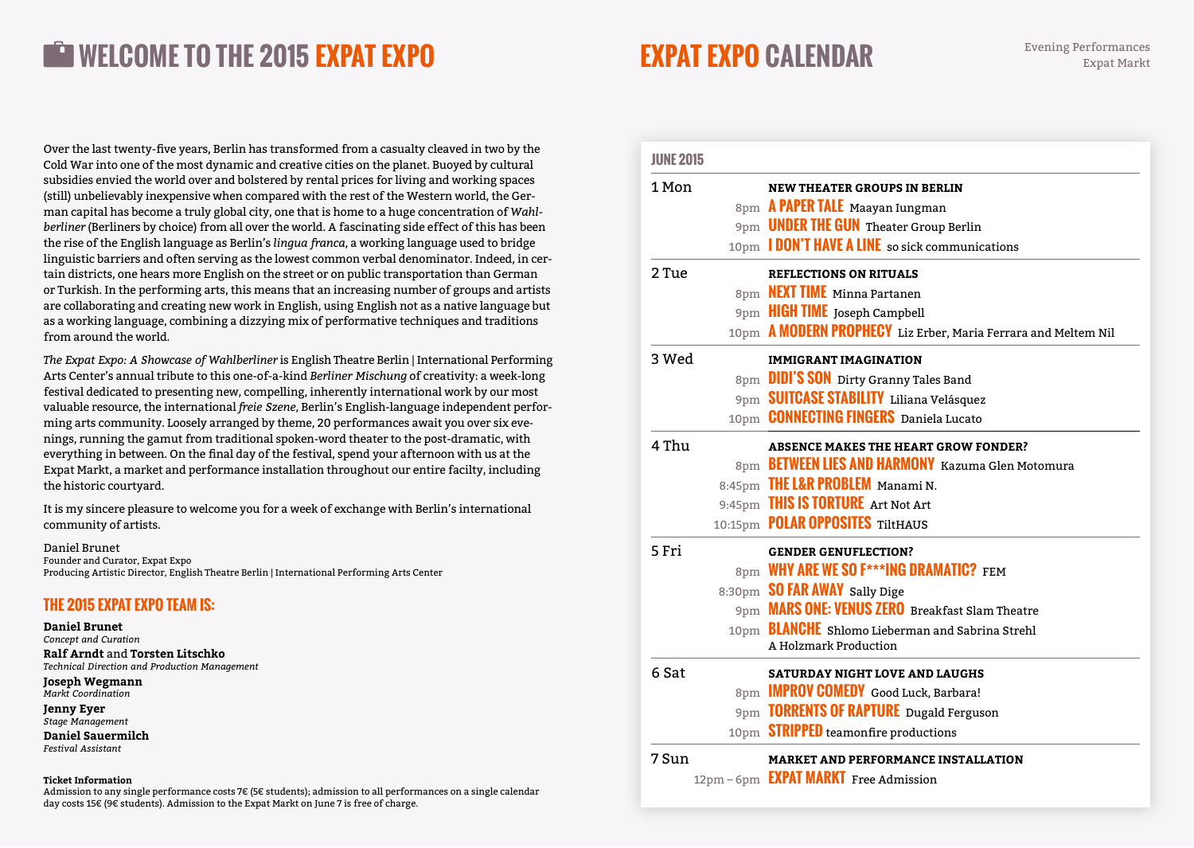# WELCOME TO THE 2015 EXPAT EXPO

Over the last twenty-five years, Berlin has transformed from a casualty cleaved in two by the Cold War into one of the most dynamic and creative cities on the planet. Buoyed by cultural subsidies envied the world over and bolstered by rental prices for living and working spaces (still) unbelievably inexpensive when compared with the rest of the Western world, the German capital has become a truly global city, one that is home to a huge concentration of *Wahlberliner* (Berliners by choice) from all over the world. A fascinating side effect of this has been the rise of the English language as Berlin's *lingua franca*, a working language used to bridge linguistic barriers and often serving as the lowest common verbal denominator. Indeed, in certain districts, one hears more English on the street or on public transportation than German or Turkish. In the performing arts, this means that an increasing number of groups and artists are collaborating and creating new work in English, using English not as a native language but as a working language, combining a dizzying mix of performative techniques and traditions from around the world.

*The Expat Expo: A Showcase of Wahlberliner* is English Theatre Berlin | International Performing Arts Center's annual tribute to this one-of-a-kind *Berliner Mischung* of creativity: a week-long festival dedicated to presenting new, compelling, inherently international work by our most valuable resource, the international *freie Szene*, Berlin's English-language independent performing arts community. Loosely arranged by theme, 20 performances await you over six evenings, running the gamut from traditional spoken-word theater to the post-dramatic, with everything in between. On the final day of the festival, spend your afternoon with us at the Expat Markt, a market and performance installation throughout our entire facilty, including the historic courtyard.

It is my sincere pleasure to welcome you for a week of exchange with Berlin's international community of artists.

Daniel Brunet
Founder and Curator, Expat Expo
Producing Artistic Director, English Theatre Berlin | International Performing Arts Center

## THE 2015 EXPAT EXPO TEAM IS:

**Daniel Brunet**
*Concept and Curation*
**Ralf Arndt** and **Torsten Litschko**
*Technical Direction and Production Management*
**Joseph Wegmann**
*Markt Coordination*
**Jenny Eyer**
*Stage Management*
**Daniel Sauermilch**
*Festival Assistant*

**Ticket Information**
Admission to any single performance costs 7€ (5€ students); admission to all performances on a single calendar day costs 15€ (9€ students). Admission to the Expat Markt on June 7 is free of charge.

# EXPAT EXPO CALENDAR

Evening Performances
Expat Markt

## JUNE 2015

**1 Mon** — **NEW THEATER GROUPS IN BERLIN**
- 8pm **A PAPER TALE** Maayan Iungman
- 9pm **UNDER THE GUN** Theater Group Berlin
- 10pm **I DON'T HAVE A LINE** so sick communications

**2 Tue** — **REFLECTIONS ON RITUALS**
- 8pm **NEXT TIME** Minna Partanen
- 9pm **HIGH TIME** Joseph Campbell
- 10pm **A MODERN PROPHECY** Liz Erber, Maria Ferrara and Meltem Nil

**3 Wed** — **IMMIGRANT IMAGINATION**
- 8pm **DIDI'S SON** Dirty Granny Tales Band
- 9pm **SUITCASE STABILITY** Liliana Velásquez
- 10pm **CONNECTING FINGERS** Daniela Lucato

**4 Thu** — **ABSENCE MAKES THE HEART GROW FONDER?**
- 8pm **BETWEEN LIES AND HARMONY** Kazuma Glen Motomura
- 8:45pm **THE L&R PROBLEM** Manami N.
- 9:45pm **THIS IS TORTURE** Art Not Art
- 10:15pm **POLAR OPPOSITES** TiltHAUS

**5 Fri** — **GENDER GENUFLECTION?**
- 8pm **WHY ARE WE SO F***ING DRAMATIC?** FEM
- 8:30pm **SO FAR AWAY** Sally Dige
- 9pm **MARS ONE: VENUS ZERO** Breakfast Slam Theatre
- 10pm **BLANCHE** Shlomo Lieberman and Sabrina Strehl, A Holzmark Production

**6 Sat** — **SATURDAY NIGHT LOVE AND LAUGHS**
- 8pm **IMPROV COMEDY** Good Luck, Barbara!
- 9pm **TORRENTS OF RAPTURE** Dugald Ferguson
- 10pm **STRIPPED** teamonfire productions

**7 Sun** — **MARKET AND PERFORMANCE INSTALLATION**
- 12pm – 6pm **EXPAT MARKT** Free Admission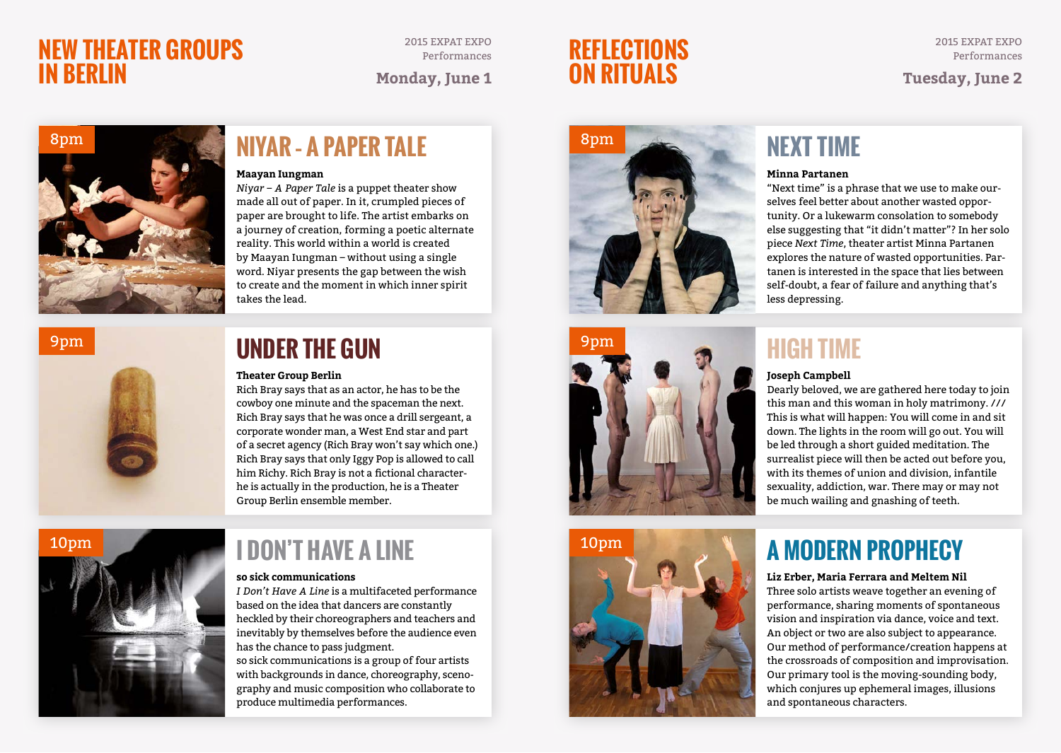# NEW THEATER GROUPS IN BERLIN

2015 EXPAT EXPO
Performances

**Monday, June 1**

8pm

## NIYAR - A PAPER TALE

**Maayan Iungman**

*Niyar – A Paper Tale* is a puppet theater show made all out of paper. In it, crumpled pieces of paper are brought to life. The artist embarks on a journey of creation, forming a poetic alternate reality. This world within a world is created by Maayan Iungman – without using a single word. Niyar presents the gap between the wish to create and the moment in which inner spirit takes the lead.

9pm

## UNDER THE GUN

**Theater Group Berlin**

Rich Bray says that as an actor, he has to be the cowboy one minute and the spaceman the next. Rich Bray says that he was once a drill sergeant, a corporate wonder man, a West End star and part of a secret agency (Rich Bray won't say which one.) Rich Bray says that only Iggy Pop is allowed to call him Richy. Rich Bray is not a fictional character-he is actually in the production, he is a Theater Group Berlin ensemble member.

10pm

## I DON'T HAVE A LINE

**so sick communications**

*I Don't Have A Line* is a multifaceted performance based on the idea that dancers are constantly heckled by their choreographers and teachers and inevitably by themselves before the audience even has the chance to pass judgment.
so sick communications is a group of four artists with backgrounds in dance, choreography, scenography and music composition who collaborate to produce multimedia performances.

# REFLECTIONS ON RITUALS

2015 EXPAT EXPO
Performances

**Tuesday, June 2**

8pm

## NEXT TIME

**Minna Partanen**

"Next time" is a phrase that we use to make ourselves feel better about another wasted opportunity. Or a lukewarm consolation to somebody else suggesting that "it didn't matter"? In her solo piece *Next Time*, theater artist Minna Partanen explores the nature of wasted opportunities. Partanen is interested in the space that lies between self-doubt, a fear of failure and anything that's less depressing.

9pm

## HIGH TIME

**Joseph Campbell**

Dearly beloved, we are gathered here today to join this man and this woman in holy matrimony. /// This is what will happen: You will come in and sit down. The lights in the room will go out. You will be led through a short guided meditation. The surrealist piece will then be acted out before you, with its themes of union and division, infantile sexuality, addiction, war. There may or may not be much wailing and gnashing of teeth.

10pm

## A MODERN PROPHECY

**Liz Erber, Maria Ferrara and Meltem Nil**

Three solo artists weave together an evening of performance, sharing moments of spontaneous vision and inspiration via dance, voice and text. An object or two are also subject to appearance. Our method of performance/creation happens at the crossroads of composition and improvisation. Our primary tool is the moving-sounding body, which conjures up ephemeral images, illusions and spontaneous characters.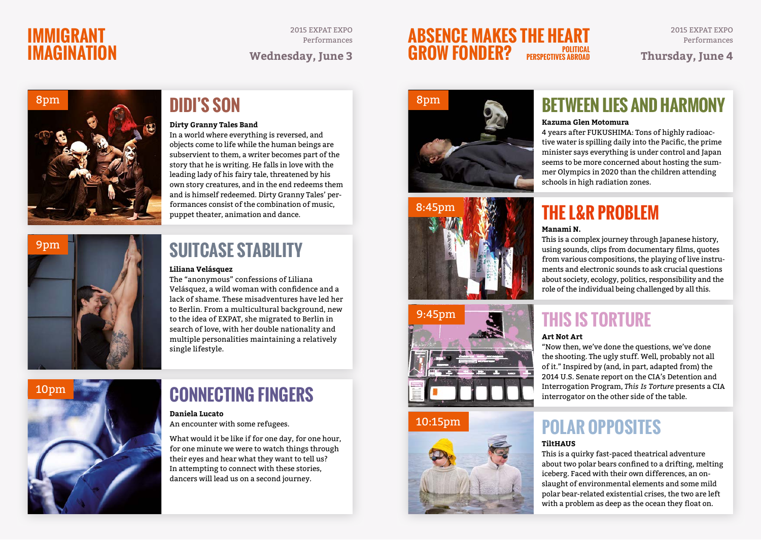# IMMIGRANT IMAGINATION

2015 EXPAT EXPO
Performances

**Wednesday, June 3**

8pm

## DIDI'S SON

**Dirty Granny Tales Band**

In a world where everything is reversed, and objects come to life while the human beings are subservient to them, a writer becomes part of the story that he is writing. He falls in love with the leading lady of his fairy tale, threatened by his own story creatures, and in the end redeems them and is himself redeemed. Dirty Granny Tales' performances consist of the combination of music, puppet theater, animation and dance.

9pm

## SUITCASE STABILITY

**Liliana Velásquez**

The "anonymous" confessions of Liliana Velásquez, a wild woman with confidence and a lack of shame. These misadventures have led her to Berlin. From a multicultural background, new to the idea of EXPAT, she migrated to Berlin in search of love, with her double nationality and multiple personalities maintaining a relatively single lifestyle.

10pm

## CONNECTING FINGERS

**Daniela Lucato**

An encounter with some refugees.

What would it be like if for one day, for one hour, for one minute we were to watch things through their eyes and hear what they want to tell us? In attempting to connect with these stories, dancers will lead us on a second journey.

# ABSENCE MAKES THE HEART GROW FONDER?

POLITICAL PERSPECTIVES ABROAD

2015 EXPAT EXPO
Performances

**Thursday, June 4**

8pm

## BETWEEN LIES AND HARMONY

**Kazuma Glen Motomura**

4 years after FUKUSHIMA: Tons of highly radioactive water is spilling daily into the Pacific, the prime minister says everything is under control and Japan seems to be more concerned about hosting the summer Olympics in 2020 than the children attending schools in high radiation zones.

8:45pm

## THE L&R PROBLEM

**Manami N.**

This is a complex journey through Japanese history, using sounds, clips from documentary films, quotes from various compositions, the playing of live instruments and electronic sounds to ask crucial questions about society, ecology, politics, responsibility and the role of the individual being challenged by all this.

9:45pm

## THIS IS TORTURE

**Art Not Art**

"Now then, we've done the questions, we've done the shooting. The ugly stuff. Well, probably not all of it." Inspired by (and, in part, adapted from) the 2014 U.S. Senate report on the CIA's Detention and Interrogation Program, *This Is Torture* presents a CIA interrogator on the other side of the table.

10:15pm

## POLAR OPPOSITES

**TiltHAUS**

This is a quirky fast-paced theatrical adventure about two polar bears confined to a drifting, melting iceberg. Faced with their own differences, an onslaught of environmental elements and some mild polar bear-related existential crises, the two are left with a problem as deep as the ocean they float on.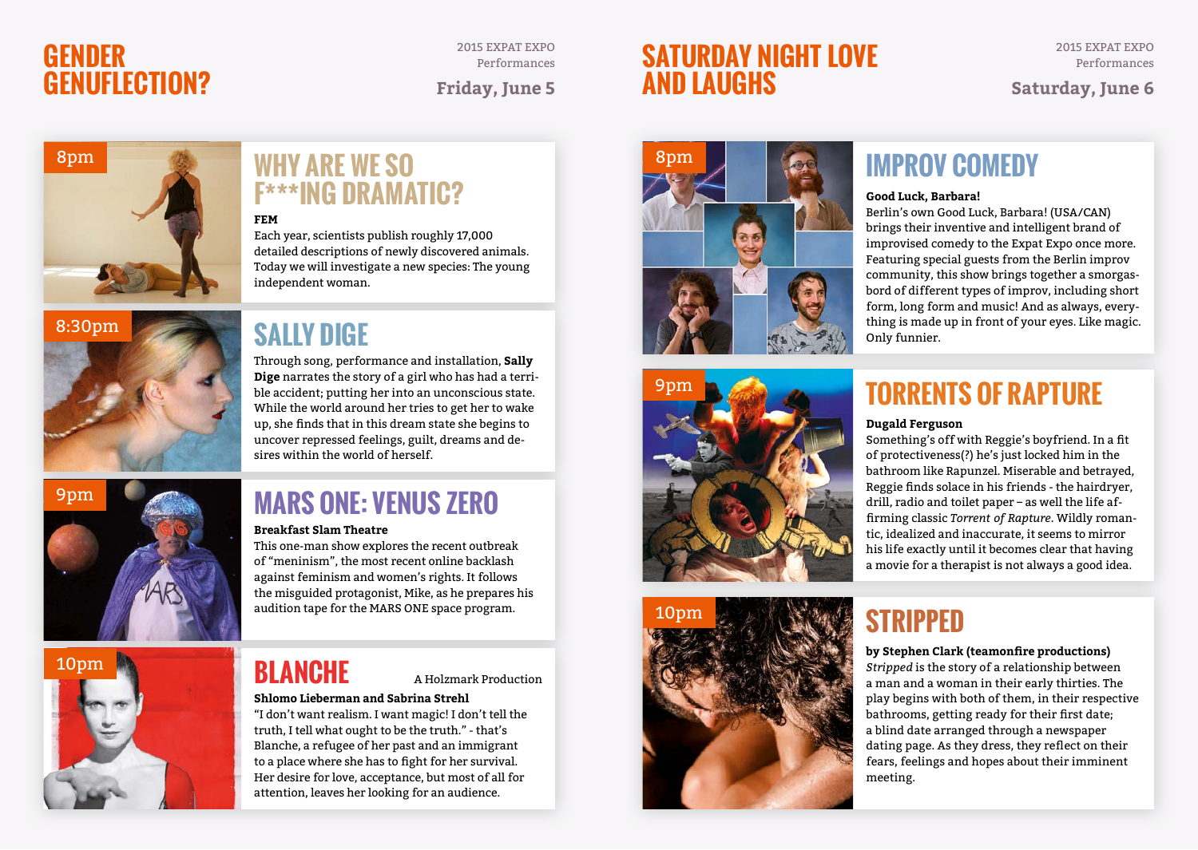# GENDER GENUFLECTION?

2015 EXPAT EXPO
Performances

**Friday, June 5**

8pm

## WHY ARE WE SO F***ING DRAMATIC?

**FEM**

Each year, scientists publish roughly 17,000 detailed descriptions of newly discovered animals. Today we will investigate a new species: The young independent woman.

8:30pm

## SALLY DIGE

Through song, performance and installation, **Sally Dige** narrates the story of a girl who has had a terrible accident; putting her into an unconscious state. While the world around her tries to get her to wake up, she finds that in this dream state she begins to uncover repressed feelings, guilt, dreams and desires within the world of herself.

9pm

## MARS ONE: VENUS ZERO

**Breakfast Slam Theatre**

This one-man show explores the recent outbreak of "meninism", the most recent online backlash against feminism and women's rights. It follows the misguided protagonist, Mike, as he prepares his audition tape for the MARS ONE space program.

10pm

## BLANCHE

A Holzmark Production

**Shlomo Lieberman and Sabrina Strehl**

"I don't want realism. I want magic! I don't tell the truth, I tell what ought to be the truth." - that's Blanche, a refugee of her past and an immigrant to a place where she has to fight for her survival. Her desire for love, acceptance, but most of all for attention, leaves her looking for an audience.

# SATURDAY NIGHT LOVE AND LAUGHS

2015 EXPAT EXPO
Performances

**Saturday, June 6**

8pm

## IMPROV COMEDY

**Good Luck, Barbara!**

Berlin's own Good Luck, Barbara! (USA/CAN) brings their inventive and intelligent brand of improvised comedy to the Expat Expo once more. Featuring special guests from the Berlin improv community, this show brings together a smorgasbord of different types of improv, including short form, long form and music! And as always, everything is made up in front of your eyes. Like magic. Only funnier.

9pm

## TORRENTS OF RAPTURE

**Dugald Ferguson**

Something's off with Reggie's boyfriend. In a fit of protectiveness(?) he's just locked him in the bathroom like Rapunzel. Miserable and betrayed, Reggie finds solace in his friends - the hairdryer, drill, radio and toilet paper – as well the life affirming classic *Torrent of Rapture*. Wildly romantic, idealized and inaccurate, it seems to mirror his life exactly until it becomes clear that having a movie for a therapist is not always a good idea.

10pm

## STRIPPED

**by Stephen Clark (teamonfire productions)**

*Stripped* is the story of a relationship between a man and a woman in their early thirties. The play begins with both of them, in their respective bathrooms, getting ready for their first date; a blind date arranged through a newspaper dating page. As they dress, they reflect on their fears, feelings and hopes about their imminent meeting.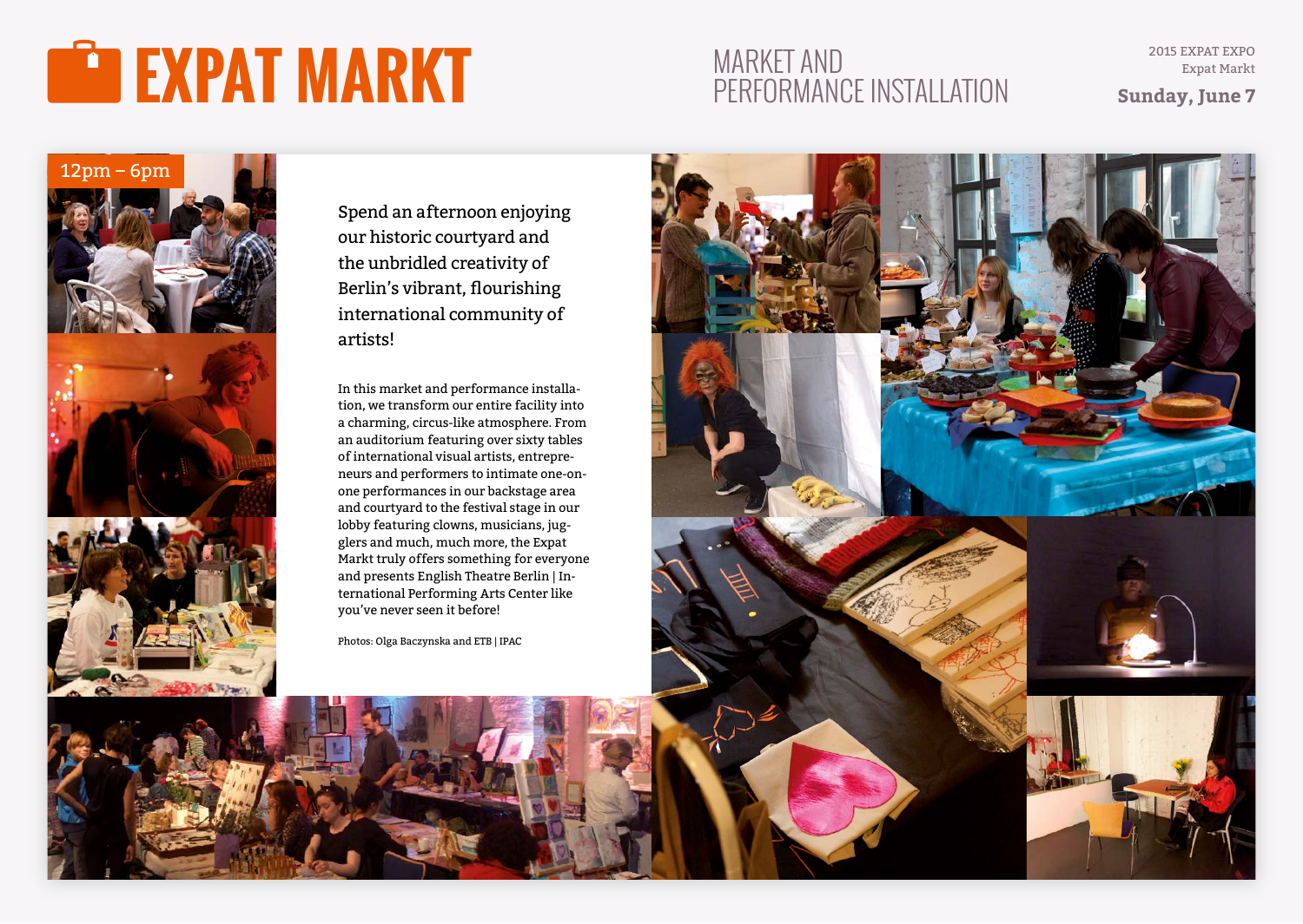# EXPAT MARKT

## MARKET AND PERFORMANCE INSTALLATION

2015 EXPAT EXPO
Expat Markt

**Sunday, June 7**

12pm – 6pm

Spend an afternoon enjoying our historic courtyard and the unbridled creativity of Berlin's vibrant, flourishing international community of artists!

In this market and performance installation, we transform our entire facility into a charming, circus-like atmosphere. From an auditorium featuring over sixty tables of international visual artists, entrepreneurs and performers to intimate one-on-one performances in our backstage area and courtyard to the festival stage in our lobby featuring clowns, musicians, jugglers and much, much more, the Expat Markt truly offers something for everyone and presents English Theatre Berlin | International Performing Arts Center like you've never seen it before!

Photos: Olga Baczynska and ETB | IPAC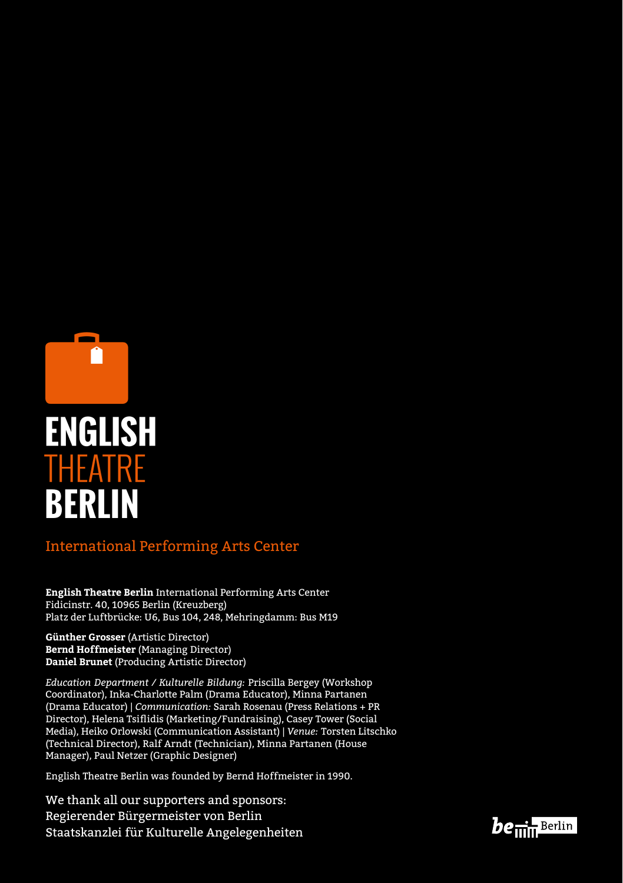# ENGLISH THEATRE BERLIN

International Performing Arts Center

**English Theatre Berlin** International Performing Arts Center
Fidicinstr. 40, 10965 Berlin (Kreuzberg)
Platz der Luftbrücke: U6, Bus 104, 248, Mehringdamm: Bus M19

**Günther Grosser** (Artistic Director)
**Bernd Hoffmeister** (Managing Director)
**Daniel Brunet** (Producing Artistic Director)

*Education Department / Kulturelle Bildung:* Priscilla Bergey (Workshop Coordinator), Inka-Charlotte Palm (Drama Educator), Minna Partanen (Drama Educator) | *Communication:* Sarah Rosenau (Press Relations + PR Director), Helena Tsiflidis (Marketing/Fundraising), Casey Tower (Social Media), Heiko Orlowski (Communication Assistant) | *Venue:* Torsten Litschko (Technical Director), Ralf Arndt (Technician), Minna Partanen (House Manager), Paul Netzer (Graphic Designer)

English Theatre Berlin was founded by Bernd Hoffmeister in 1990.

We thank all our supporters and sponsors:
Regierender Bürgermeister von Berlin
Staatskanzlei für Kulturelle Angelegenheiten

be Berlin